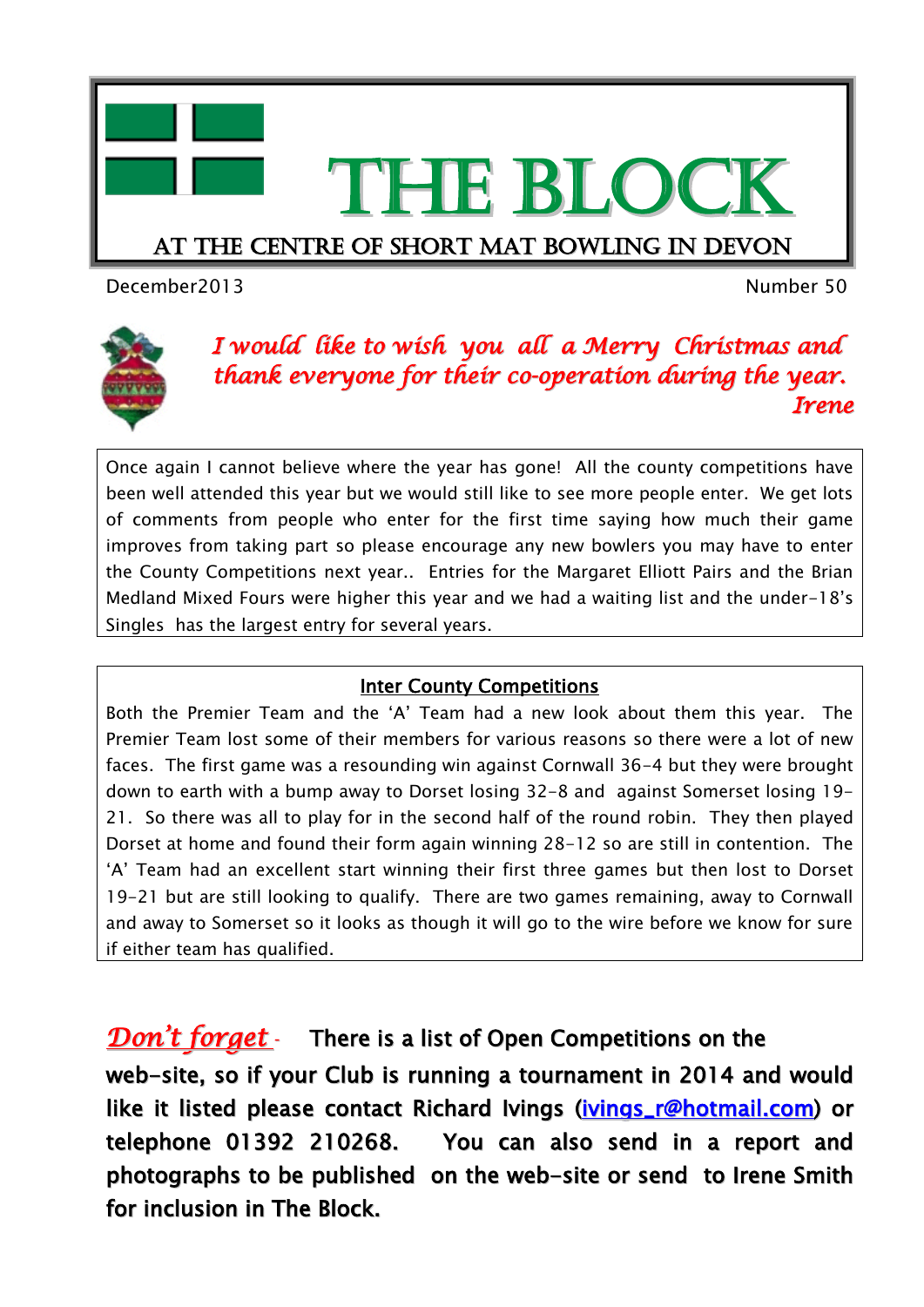# THE BLOCK

## AT THE CENTRE OF SHORT MAT BOWLING IN DEVON

December2013 Number 50

*I would like to wish you all a Merry Christmas and thank everyone for their co-operation during the year.*
*Irene*

Once again I cannot believe where the year has gone! All the county competitions have been well attended this year but we would still like to see more people enter. We get lots of comments from people who enter for the first time saying how much their game improves from taking part so please encourage any new bowlers you may have to enter the County Competitions next year.. Entries for the Margaret Elliott Pairs and the Brian Medland Mixed Fours were higher this year and we had a waiting list and the under-18's Singles has the largest entry for several years.

### Inter County Competitions

Both the Premier Team and the 'A' Team had a new look about them this year. The Premier Team lost some of their members for various reasons so there were a lot of new faces. The first game was a resounding win against Cornwall 36-4 but they were brought down to earth with a bump away to Dorset losing 32-8 and against Somerset losing 19-21. So there was all to play for in the second half of the round robin. They then played Dorset at home and found their form again winning 28-12 so are still in contention. The 'A' Team had an excellent start winning their first three games but then lost to Dorset 19-21 but are still looking to qualify. There are two games remaining, away to Cornwall and away to Somerset so it looks as though it will go to the wire before we know for sure if either team has qualified.

***Don't forget*** - **There is a list of Open Competitions on the web-site, so if your Club is running a tournament in 2014 and would like it listed please contact Richard Ivings (ivings_r@hotmail.com) or telephone 01392 210268. You can also send in a report and photographs to be published on the web-site or send to Irene Smith for inclusion in The Block.**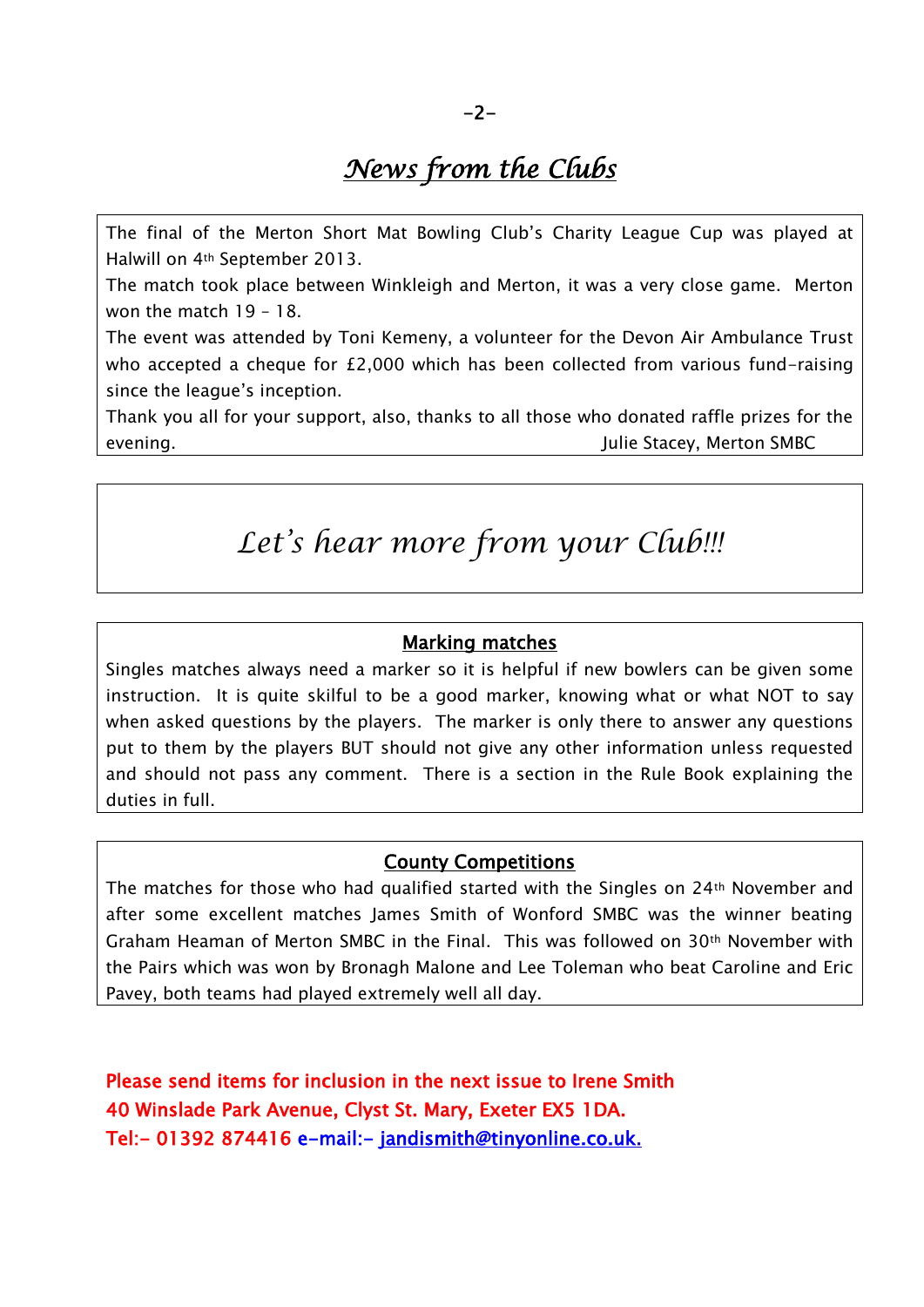# *News from the Clubs*

The final of the Merton Short Mat Bowling Club's Charity League Cup was played at Halwill on 4th September 2013.

The match took place between Winkleigh and Merton, it was a very close game. Merton won the match 19 – 18.

The event was attended by Toni Kemeny, a volunteer for the Devon Air Ambulance Trust who accepted a cheque for £2,000 which has been collected from various fund-raising since the league's inception.

Thank you all for your support, also, thanks to all those who donated raffle prizes for the evening.

Julie Stacey, Merton SMBC

## *Let's hear more from your Club!!!*

### Marking matches

Singles matches always need a marker so it is helpful if new bowlers can be given some instruction. It is quite skilful to be a good marker, knowing what or what NOT to say when asked questions by the players. The marker is only there to answer any questions put to them by the players BUT should not give any other information unless requested and should not pass any comment. There is a section in the Rule Book explaining the duties in full.

### County Competitions

The matches for those who had qualified started with the Singles on 24th November and after some excellent matches James Smith of Wonford SMBC was the winner beating Graham Heaman of Merton SMBC in the Final. This was followed on 30th November with the Pairs which was won by Bronagh Malone and Lee Toleman who beat Caroline and Eric Pavey, both teams had played extremely well all day.

**Please send items for inclusion in the next issue to Irene Smith**
**40 Winslade Park Avenue, Clyst St. Mary, Exeter EX5 1DA.**
**Tel:- 01392 874416 e-mail:- jandismith@tinyonline.co.uk.**